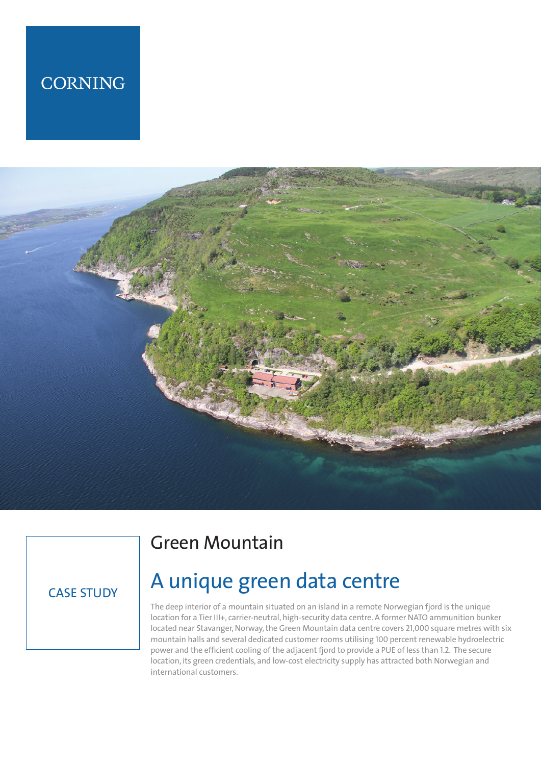CORNING

CASE STUDY

# Green Mountain

## A unique green data centre

The deep interior of a mountain situated on an island in a remote Norwegian fjord is the unique location for a Tier III+, carrier-neutral, high-security data centre. A former NATO ammunition bunker located near Stavanger, Norway, the Green Mountain data centre covers 21,000 square metres with six mountain halls and several dedicated customer rooms utilising 100 percent renewable hydroelectric power and the efficient cooling of the adjacent fjord to provide a PUE of less than 1.2. The secure location, its green credentials, and low-cost electricity supply has attracted both Norwegian and international customers.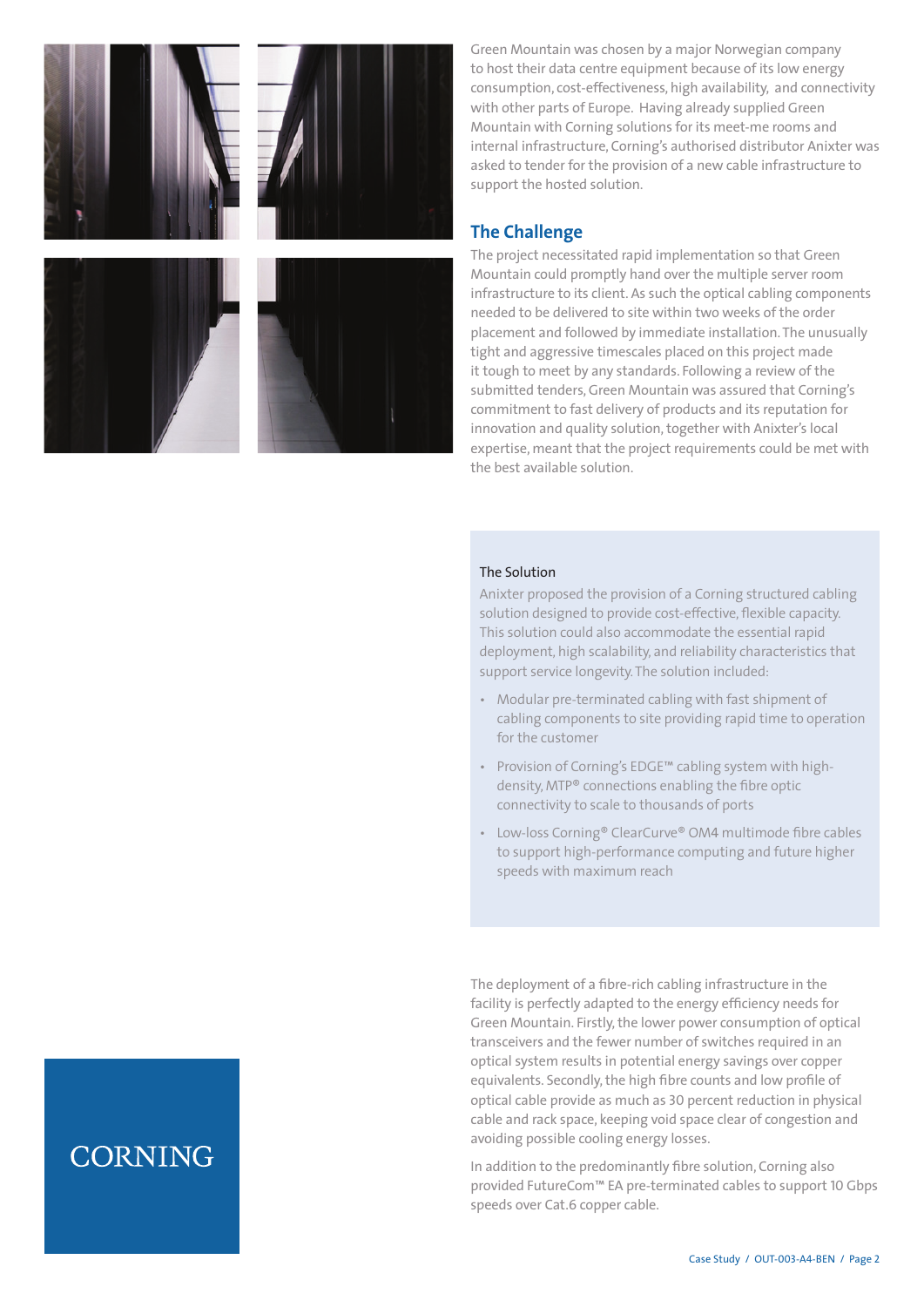Green Mountain was chosen by a major Norwegian company to host their data centre equipment because of its low energy consumption, cost-effectiveness, high availability, and connectivity with other parts of Europe. Having already supplied Green Mountain with Corning solutions for its meet-me rooms and internal infrastructure, Corning's authorised distributor Anixter was asked to tender for the provision of a new cable infrastructure to support the hosted solution.

## The Challenge

The project necessitated rapid implementation so that Green Mountain could promptly hand over the multiple server room infrastructure to its client. As such the optical cabling components needed to be delivered to site within two weeks of the order placement and followed by immediate installation. The unusually tight and aggressive timescales placed on this project made it tough to meet by any standards. Following a review of the submitted tenders, Green Mountain was assured that Corning's commitment to fast delivery of products and its reputation for innovation and quality solution, together with Anixter's local expertise, meant that the project requirements could be met with the best available solution.

### The Solution

Anixter proposed the provision of a Corning structured cabling solution designed to provide cost-effective, flexible capacity. This solution could also accommodate the essential rapid deployment, high scalability, and reliability characteristics that support service longevity. The solution included:

- Modular pre-terminated cabling with fast shipment of cabling components to site providing rapid time to operation for the customer
- Provision of Corning's EDGE™ cabling system with high-density, MTP® connections enabling the fibre optic connectivity to scale to thousands of ports
- Low-loss Corning® ClearCurve® OM4 multimode fibre cables to support high-performance computing and future higher speeds with maximum reach

The deployment of a fibre-rich cabling infrastructure in the facility is perfectly adapted to the energy efficiency needs for Green Mountain. Firstly, the lower power consumption of optical transceivers and the fewer number of switches required in an optical system results in potential energy savings over copper equivalents. Secondly, the high fibre counts and low profile of optical cable provide as much as 30 percent reduction in physical cable and rack space, keeping void space clear of congestion and avoiding possible cooling energy losses.

In addition to the predominantly fibre solution, Corning also provided FutureCom™ EA pre-terminated cables to support 10 Gbps speeds over Cat.6 copper cable.

CORNING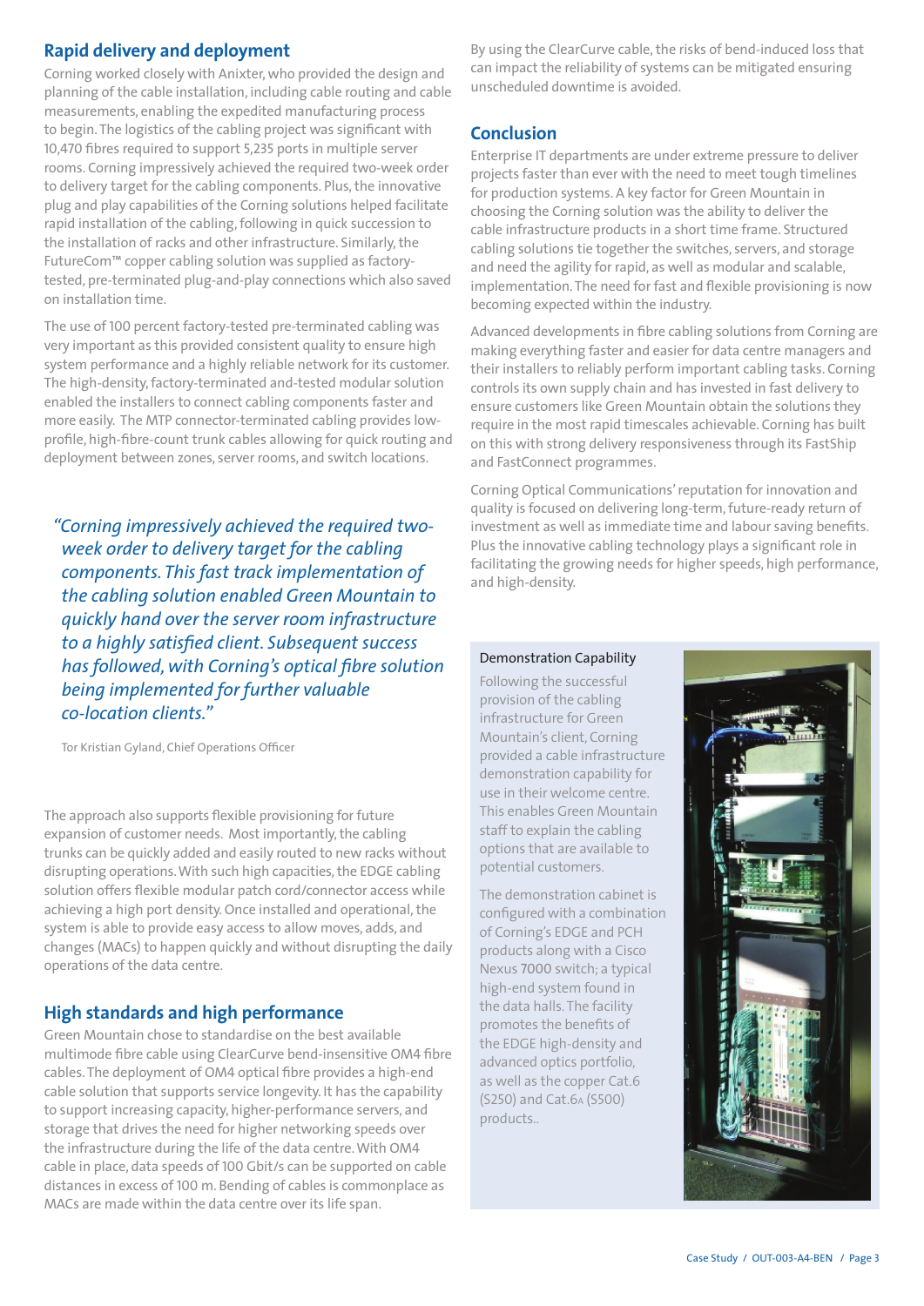## Rapid delivery and deployment

Corning worked closely with Anixter, who provided the design and planning of the cable installation, including cable routing and cable measurements, enabling the expedited manufacturing process to begin. The logistics of the cabling project was significant with 10,470 fibres required to support 5,235 ports in multiple server rooms. Corning impressively achieved the required two-week order to delivery target for the cabling components. Plus, the innovative plug and play capabilities of the Corning solutions helped facilitate rapid installation of the cabling, following in quick succession to the installation of racks and other infrastructure. Similarly, the FutureCom™ copper cabling solution was supplied as factory-tested, pre-terminated plug-and-play connections which also saved on installation time.

The use of 100 percent factory-tested pre-terminated cabling was very important as this provided consistent quality to ensure high system performance and a highly reliable network for its customer. The high-density, factory-terminated and-tested modular solution enabled the installers to connect cabling components faster and more easily. The MTP connector-terminated cabling provides low-profile, high-fibre-count trunk cables allowing for quick routing and deployment between zones, server rooms, and switch locations.

> *"Corning impressively achieved the required two-week order to delivery target for the cabling components. This fast track implementation of the cabling solution enabled Green Mountain to quickly hand over the server room infrastructure to a highly satisfied client. Subsequent success has followed, with Corning's optical fibre solution being implemented for further valuable co-location clients."*
>
> Tor Kristian Gyland, Chief Operations Officer

The approach also supports flexible provisioning for future expansion of customer needs. Most importantly, the cabling trunks can be quickly added and easily routed to new racks without disrupting operations. With such high capacities, the EDGE cabling solution offers flexible modular patch cord/connector access while achieving a high port density. Once installed and operational, the system is able to provide easy access to allow moves, adds, and changes (MACs) to happen quickly and without disrupting the daily operations of the data centre.

## High standards and high performance

Green Mountain chose to standardise on the best available multimode fibre cable using ClearCurve bend-insensitive OM4 fibre cables. The deployment of OM4 optical fibre provides a high-end cable solution that supports service longevity. It has the capability to support increasing capacity, higher-performance servers, and storage that drives the need for higher networking speeds over the infrastructure during the life of the data centre. With OM4 cable in place, data speeds of 100 Gbit/s can be supported on cable distances in excess of 100 m. Bending of cables is commonplace as MACs are made within the data centre over its life span.

By using the ClearCurve cable, the risks of bend-induced loss that can impact the reliability of systems can be mitigated ensuring unscheduled downtime is avoided.

## Conclusion

Enterprise IT departments are under extreme pressure to deliver projects faster than ever with the need to meet tough timelines for production systems. A key factor for Green Mountain in choosing the Corning solution was the ability to deliver the cable infrastructure products in a short time frame. Structured cabling solutions tie together the switches, servers, and storage and need the agility for rapid, as well as modular and scalable, implementation. The need for fast and flexible provisioning is now becoming expected within the industry.

Advanced developments in fibre cabling solutions from Corning are making everything faster and easier for data centre managers and their installers to reliably perform important cabling tasks. Corning controls its own supply chain and has invested in fast delivery to ensure customers like Green Mountain obtain the solutions they require in the most rapid timescales achievable. Corning has built on this with strong delivery responsiveness through its FastShip and FastConnect programmes.

Corning Optical Communications' reputation for innovation and quality is focused on delivering long-term, future-ready return of investment as well as immediate time and labour saving benefits. Plus the innovative cabling technology plays a significant role in facilitating the growing needs for higher speeds, high performance, and high-density.

### Demonstration Capability

Following the successful provision of the cabling infrastructure for Green Mountain's client, Corning provided a cable infrastructure demonstration capability for use in their welcome centre. This enables Green Mountain staff to explain the cabling options that are available to potential customers.

The demonstration cabinet is configured with a combination of Corning's EDGE and PCH products along with a Cisco Nexus 7000 switch; a typical high-end system found in the data halls. The facility promotes the benefits of the EDGE high-density and advanced optics portfolio, as well as the copper Cat.6 (S250) and Cat.6A (S500) products..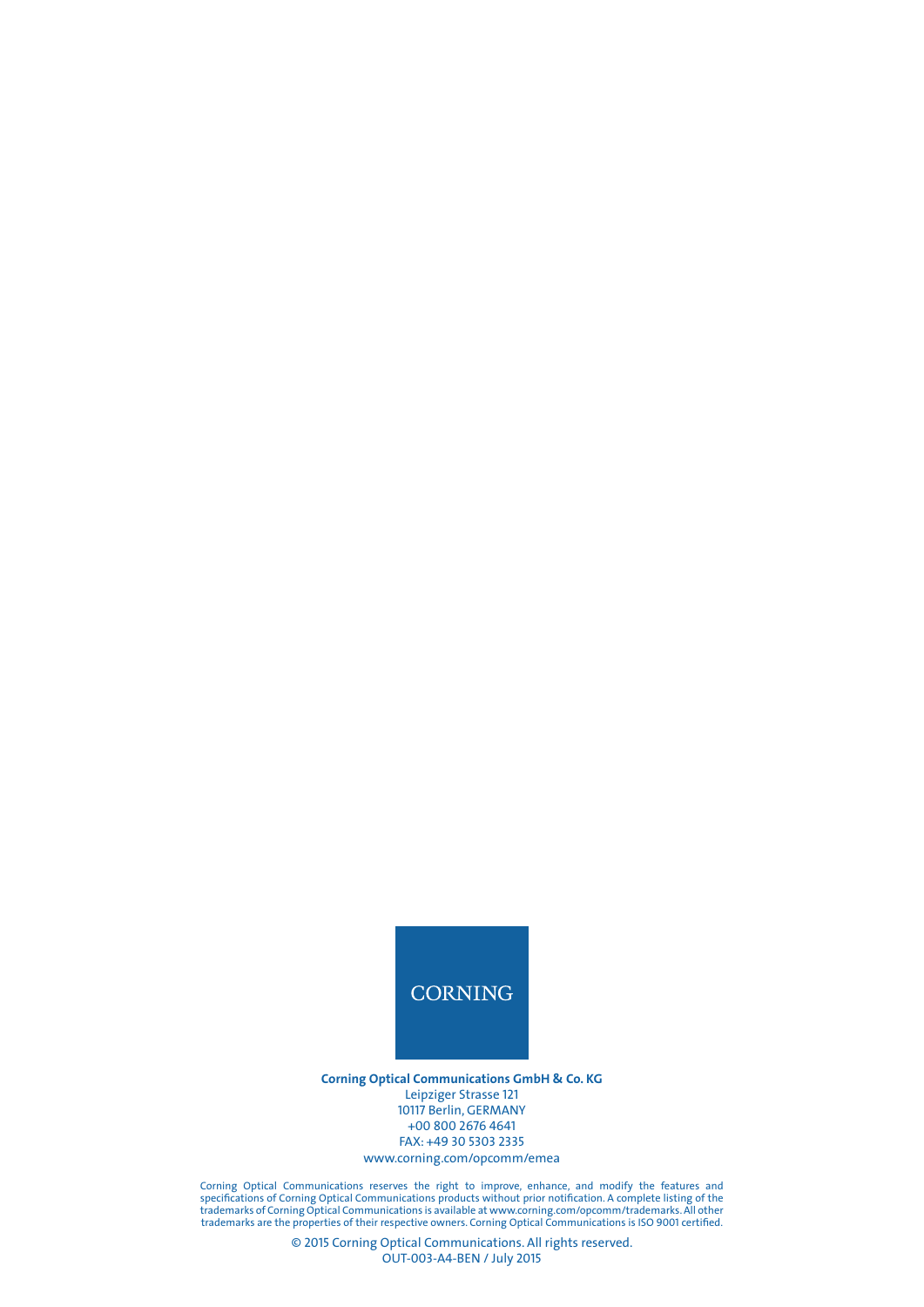CORNING

**Corning Optical Communications GmbH & Co. KG**
Leipziger Strasse 121
10117 Berlin, GERMANY
+00 800 2676 4641
FAX: +49 30 5303 2335
www.corning.com/opcomm/emea

Corning Optical Communications reserves the right to improve, enhance, and modify the features and specifications of Corning Optical Communications products without prior notification. A complete listing of the trademarks of Corning Optical Communications is available at www.corning.com/opcomm/trademarks. All other trademarks are the properties of their respective owners. Corning Optical Communications is ISO 9001 certified.

© 2015 Corning Optical Communications. All rights reserved.
OUT-003-A4-BEN / July 2015